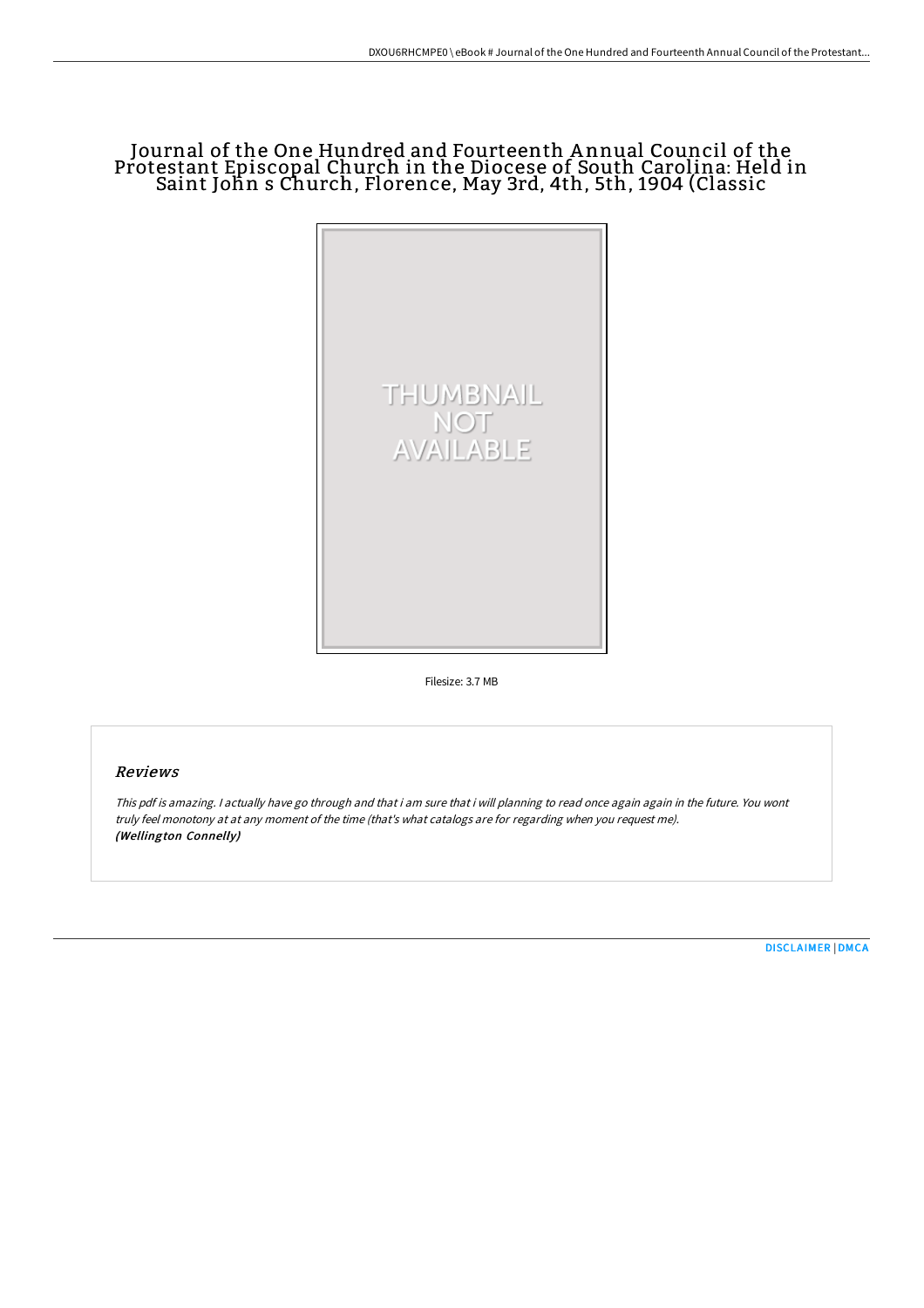# Journal of the One Hundred and Fourteenth Annual Council of the Protestant Episcopal Church in the Diocese of South Carolina: Held in Saint John s Church, Florence, May 3rd, 4th, 5th, 1904 (Classic

THUMBNAIL NOT AVAILABLE

Filesize: 3.7 MB

## Reviews

*This pdf is amazing. I actually have go through and that i am sure that i will planning to read once again again in the future. You wont truly feel monotony at at any moment of the time (that's what catalogs are for regarding when you request me).*
***(Wellington Connelly)***

DISCLAIMER | DMCA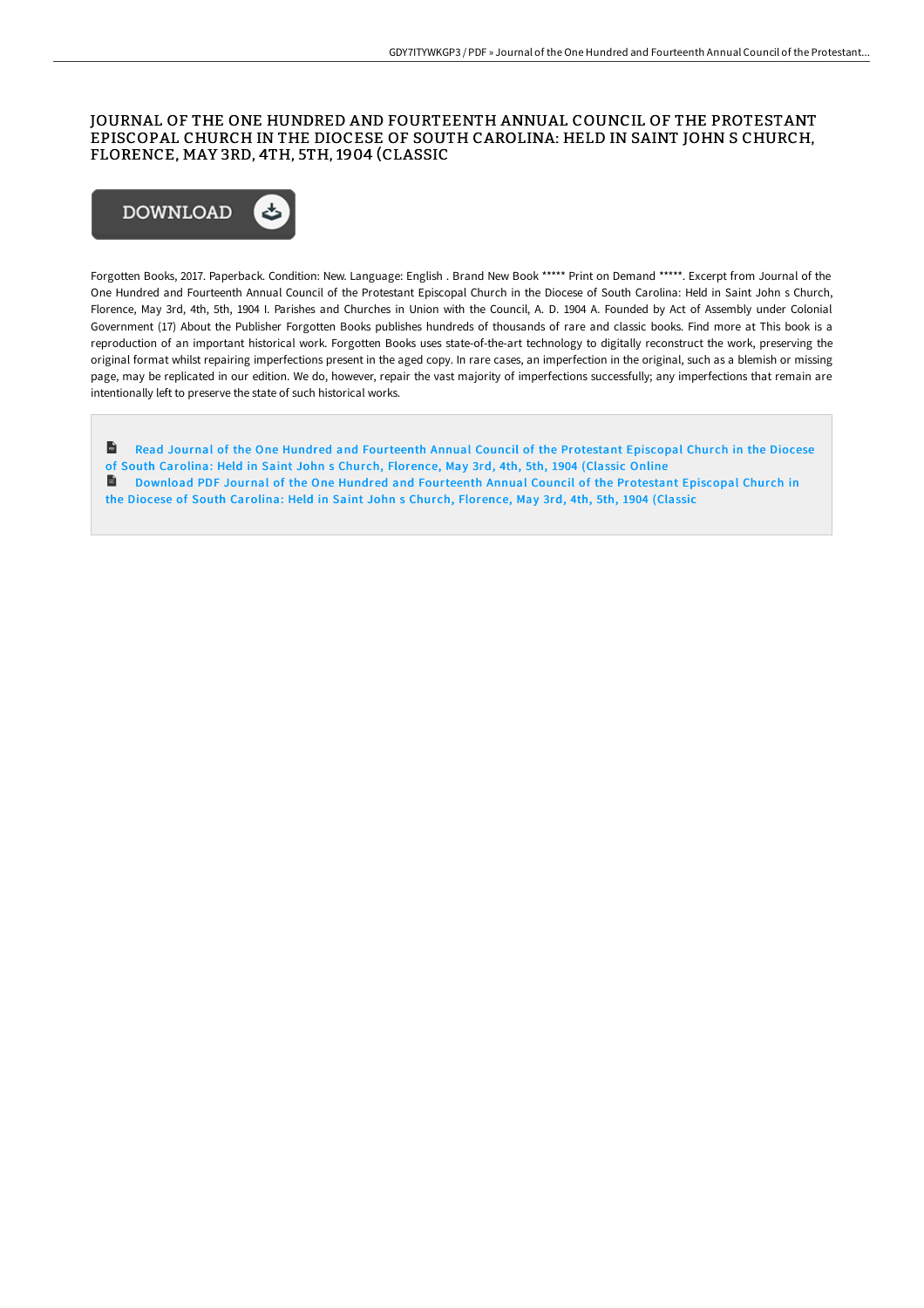# JOURNAL OF THE ONE HUNDRED AND FOURTEENTH ANNUAL COUNCIL OF THE PROTESTANT EPISCOPAL CHURCH IN THE DIOCESE OF SOUTH CAROLINA: HELD IN SAINT JOHN S CHURCH, FLORENCE, MAY 3RD, 4TH, 5TH, 1904 (CLASSIC

DOWNLOAD

Forgotten Books, 2017. Paperback. Condition: New. Language: English . Brand New Book ***** Print on Demand *****. Excerpt from Journal of the One Hundred and Fourteenth Annual Council of the Protestant Episcopal Church in the Diocese of South Carolina: Held in Saint John s Church, Florence, May 3rd, 4th, 5th, 1904 I. Parishes and Churches in Union with the Council, A. D. 1904 A. Founded by Act of Assembly under Colonial Government (17) About the Publisher Forgotten Books publishes hundreds of thousands of rare and classic books. Find more at This book is a reproduction of an important historical work. Forgotten Books uses state-of-the-art technology to digitally reconstruct the work, preserving the original format whilst repairing imperfections present in the aged copy. In rare cases, an imperfection in the original, such as a blemish or missing page, may be replicated in our edition. We do, however, repair the vast majority of imperfections successfully; any imperfections that remain are intentionally left to preserve the state of such historical works.

Read Journal of the One Hundred and Fourteenth Annual Council of the Protestant Episcopal Church in the Diocese of South Carolina: Held in Saint John s Church, Florence, May 3rd, 4th, 5th, 1904 (Classic Online

Download PDF Journal of the One Hundred and Fourteenth Annual Council of the Protestant Episcopal Church in the Diocese of South Carolina: Held in Saint John s Church, Florence, May 3rd, 4th, 5th, 1904 (Classic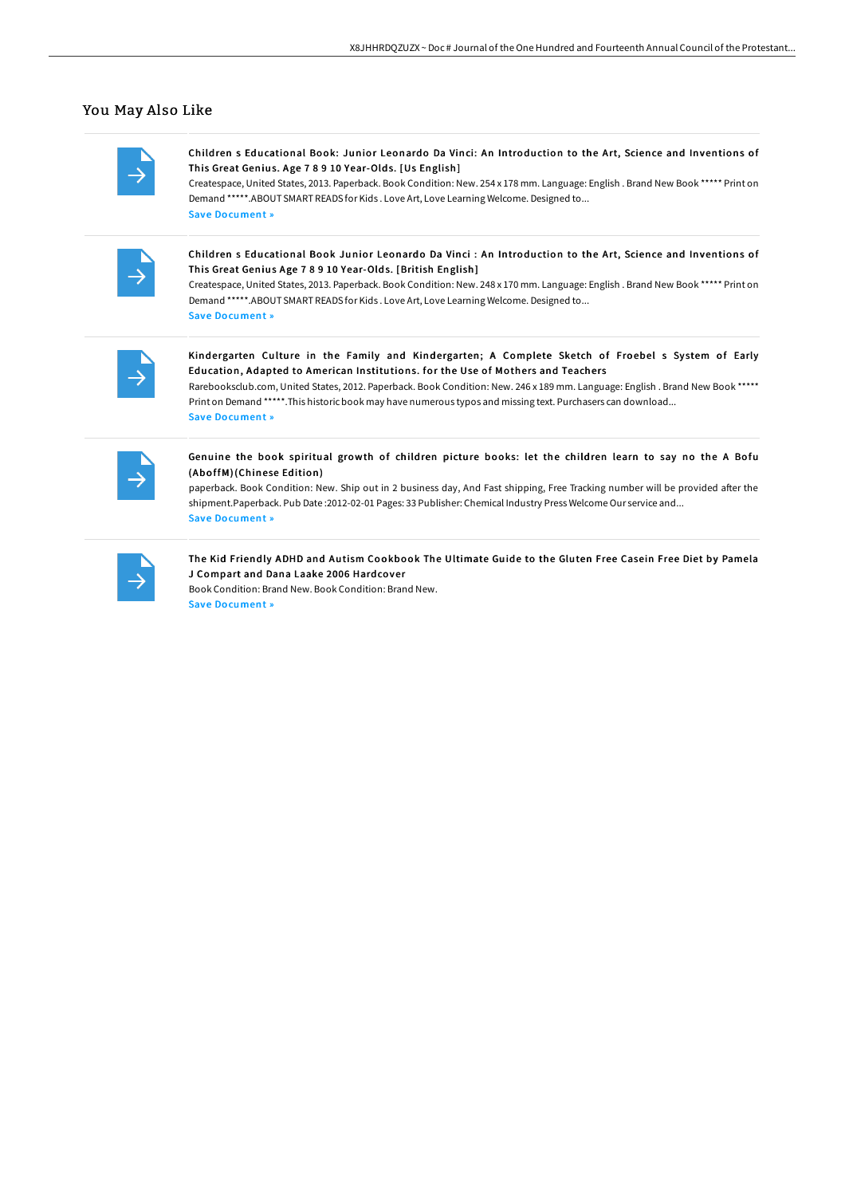## You May Also Like

**Children s Educational Book: Junior Leonardo Da Vinci: An Introduction to the Art, Science and Inventions of This Great Genius. Age 7 8 9 10 Year-Olds. [Us English]**

Createspace, United States, 2013. Paperback. Book Condition: New. 254 x 178 mm. Language: English . Brand New Book ***** Print on Demand *****.ABOUT SMART READS for Kids . Love Art, Love Learning Welcome. Designed to...

Save Document »

**Children s Educational Book Junior Leonardo Da Vinci : An Introduction to the Art, Science and Inventions of This Great Genius Age 7 8 9 10 Year-Olds. [British English]**

Createspace, United States, 2013. Paperback. Book Condition: New. 248 x 170 mm. Language: English . Brand New Book ***** Print on Demand *****.ABOUT SMART READS for Kids . Love Art, Love Learning Welcome. Designed to...

Save Document »

**Kindergarten Culture in the Family and Kindergarten; A Complete Sketch of Froebel s System of Early Education, Adapted to American Institutions. for the Use of Mothers and Teachers**

Rarebooksclub.com, United States, 2012. Paperback. Book Condition: New. 246 x 189 mm. Language: English . Brand New Book ***** Print on Demand *****.This historic book may have numerous typos and missing text. Purchasers can download...

Save Document »

**Genuine the book spiritual growth of children picture books: let the children learn to say no the A Bofu (AboffM)(Chinese Edition)**

paperback. Book Condition: New. Ship out in 2 business day, And Fast shipping, Free Tracking number will be provided after the shipment.Paperback. Pub Date :2012-02-01 Pages: 33 Publisher: Chemical Industry Press Welcome Our service and...

Save Document »

**The Kid Friendly ADHD and Autism Cookbook The Ultimate Guide to the Gluten Free Casein Free Diet by Pamela J Compart and Dana Laake 2006 Hardcover**

Book Condition: Brand New. Book Condition: Brand New.

Save Document »